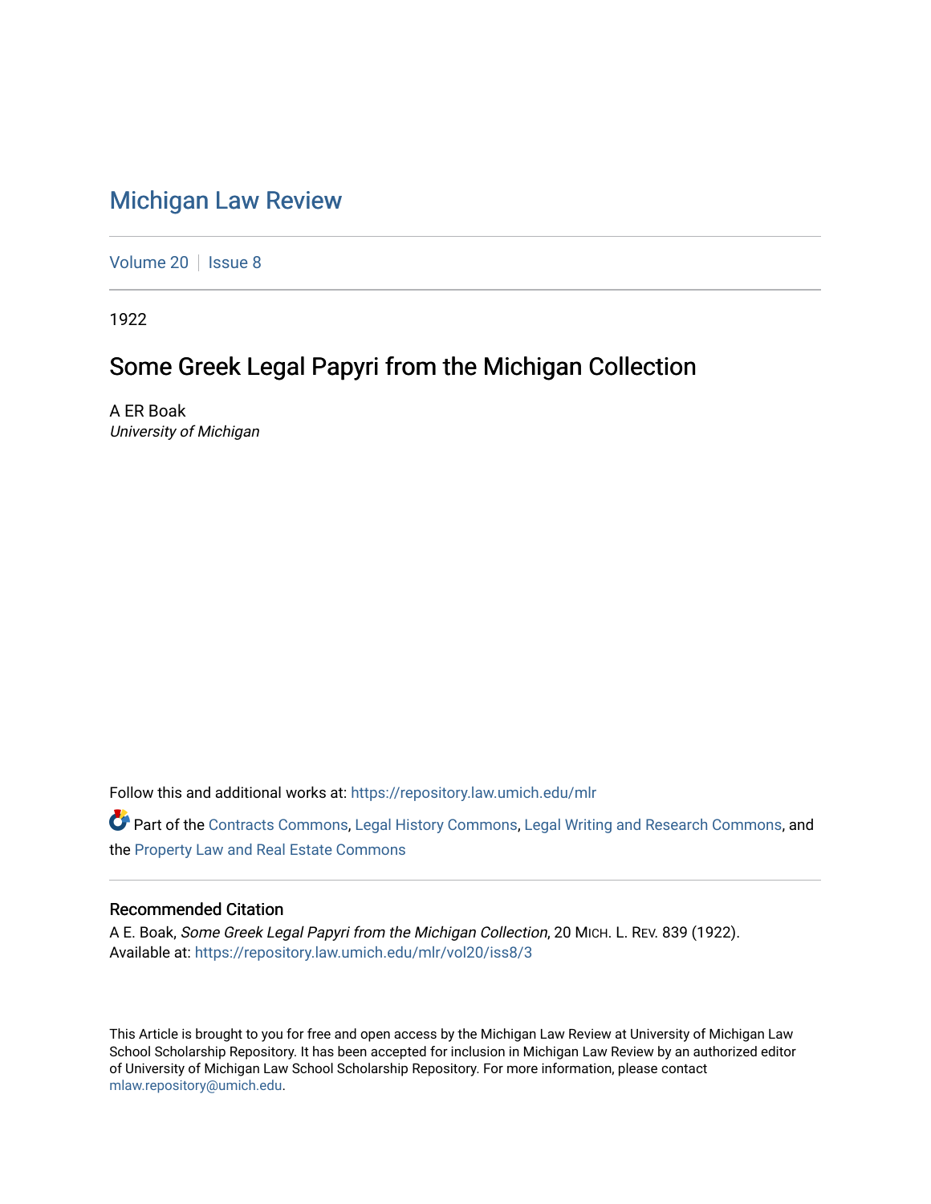# Michigan Law Review

Volume 20 | Issue 8

1922

## Some Greek Legal Papyri from the Michigan Collection

A ER Boak
*University of Michigan*

Follow this and additional works at: https://repository.law.umich.edu/mlr

Part of the Contracts Commons, Legal History Commons, Legal Writing and Research Commons, and the Property Law and Real Estate Commons

### Recommended Citation

A E. Boak, *Some Greek Legal Papyri from the Michigan Collection*, 20 MICH. L. REV. 839 (1922).
Available at: https://repository.law.umich.edu/mlr/vol20/iss8/3

This Article is brought to you for free and open access by the Michigan Law Review at University of Michigan Law School Scholarship Repository. It has been accepted for inclusion in Michigan Law Review by an authorized editor of University of Michigan Law School Scholarship Repository. For more information, please contact mlaw.repository@umich.edu.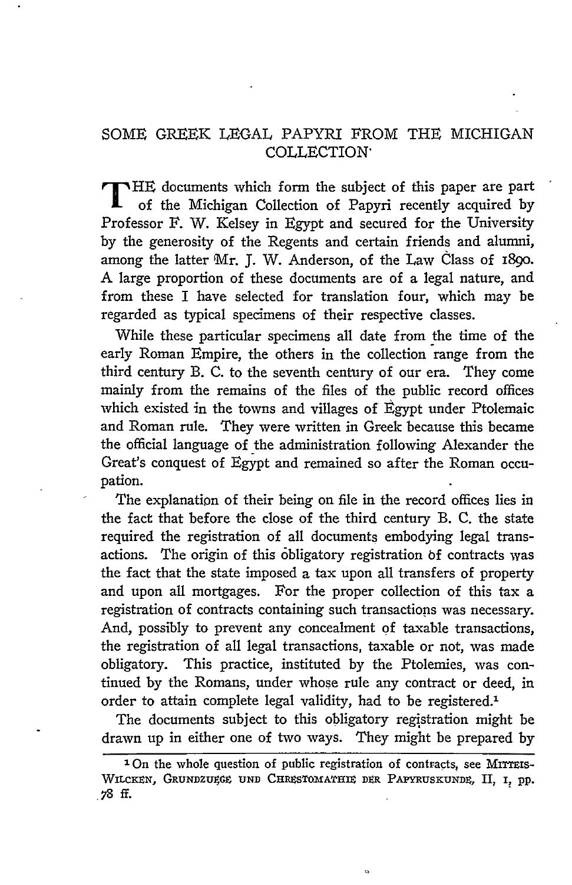# SOME GREEK LEGAL PAPYRI FROM THE MICHIGAN COLLECTION

THE documents which form the subject of this paper are part of the Michigan Collection of Papyri recently acquired by Professor F. W. Kelsey in Egypt and secured for the University by the generosity of the Regents and certain friends and alumni, among the latter Mr. J. W. Anderson, of the Law Class of 1890. A large proportion of these documents are of a legal nature, and from these I have selected for translation four, which may be regarded as typical specimens of their respective classes.

While these particular specimens all date from the time of the early Roman Empire, the others in the collection range from the third century B. C. to the seventh century of our era. They come mainly from the remains of the files of the public record offices which existed in the towns and villages of Egypt under Ptolemaic and Roman rule. They were written in Greek because this became the official language of the administration following Alexander the Great's conquest of Egypt and remained so after the Roman occupation.

The explanation of their being on file in the record offices lies in the fact that before the close of the third century B. C. the state required the registration of all documents embodying legal transactions. The origin of this obligatory registration of contracts was the fact that the state imposed a tax upon all transfers of property and upon all mortgages. For the proper collection of this tax a registration of contracts containing such transactions was necessary. And, possibly to prevent any concealment of taxable transactions, the registration of all legal transactions, taxable or not, was made obligatory. This practice, instituted by the Ptolemies, was continued by the Romans, under whose rule any contract or deed, in order to attain complete legal validity, had to be registered.[1]

The documents subject to this obligatory registration might be drawn up in either one of two ways. They might be prepared by

[1] On the whole question of public registration of contracts, see MITTEIS-WILCKEN, GRUNDZUEGE UND CHRESTOMATHIE DER PAPYRUSKUNDE, II, 1, pp. 78 ff.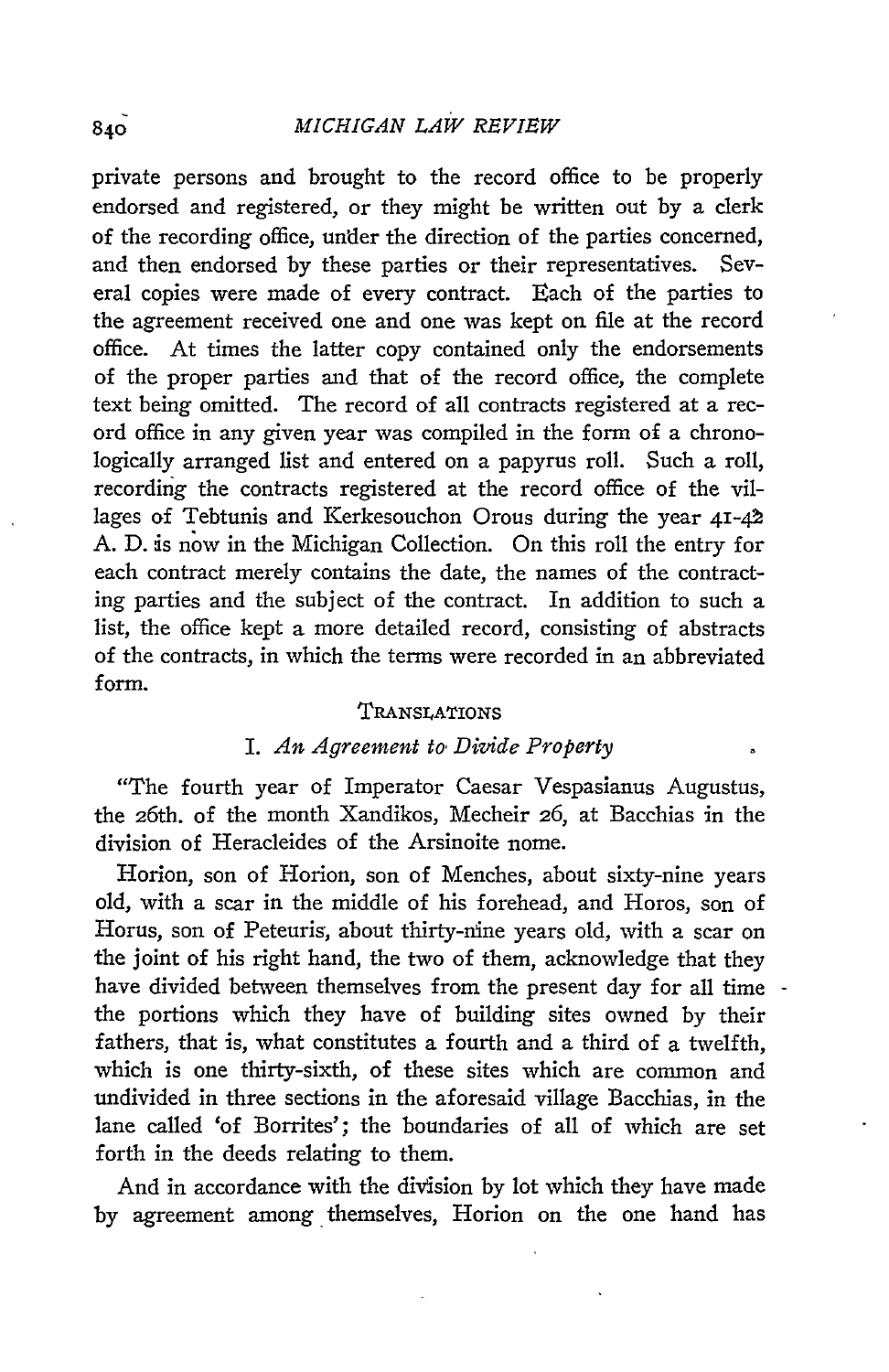private persons and brought to the record office to be properly endorsed and registered, or they might be written out by a clerk of the recording office, under the direction of the parties concerned, and then endorsed by these parties or their representatives. Several copies were made of every contract. Each of the parties to the agreement received one and one was kept on file at the record office. At times the latter copy contained only the endorsements of the proper parties and that of the record office, the complete text being omitted. The record of all contracts registered at a record office in any given year was compiled in the form of a chronologically arranged list and entered on a papyrus roll. Such a roll, recording the contracts registered at the record office of the villages of Tebtunis and Kerkesouchon Orous during the year 41-42 A. D. is now in the Michigan Collection. On this roll the entry for each contract merely contains the date, the names of the contracting parties and the subject of the contract. In addition to such a list, the office kept a more detailed record, consisting of abstracts of the contracts, in which the terms were recorded in an abbreviated form.

## TRANSLATIONS

### I. *An Agreement to Divide Property*

"The fourth year of Imperator Caesar Vespasianus Augustus, the 26th. of the month Xandikos, Mecheir 26, at Bacchias in the division of Heracleides of the Arsinoite nome.

Horion, son of Horion, son of Menches, about sixty-nine years old, with a scar in the middle of his forehead, and Horos, son of Horus, son of Peteuris, about thirty-nine years old, with a scar on the joint of his right hand, the two of them, acknowledge that they have divided between themselves from the present day for all time the portions which they have of building sites owned by their fathers, that is, what constitutes a fourth and a third of a twelfth, which is one thirty-sixth, of these sites which are common and undivided in three sections in the aforesaid village Bacchias, in the lane called 'of Borrites'; the boundaries of all of which are set forth in the deeds relating to them.

And in accordance with the division by lot which they have made by agreement among themselves, Horion on the one hand has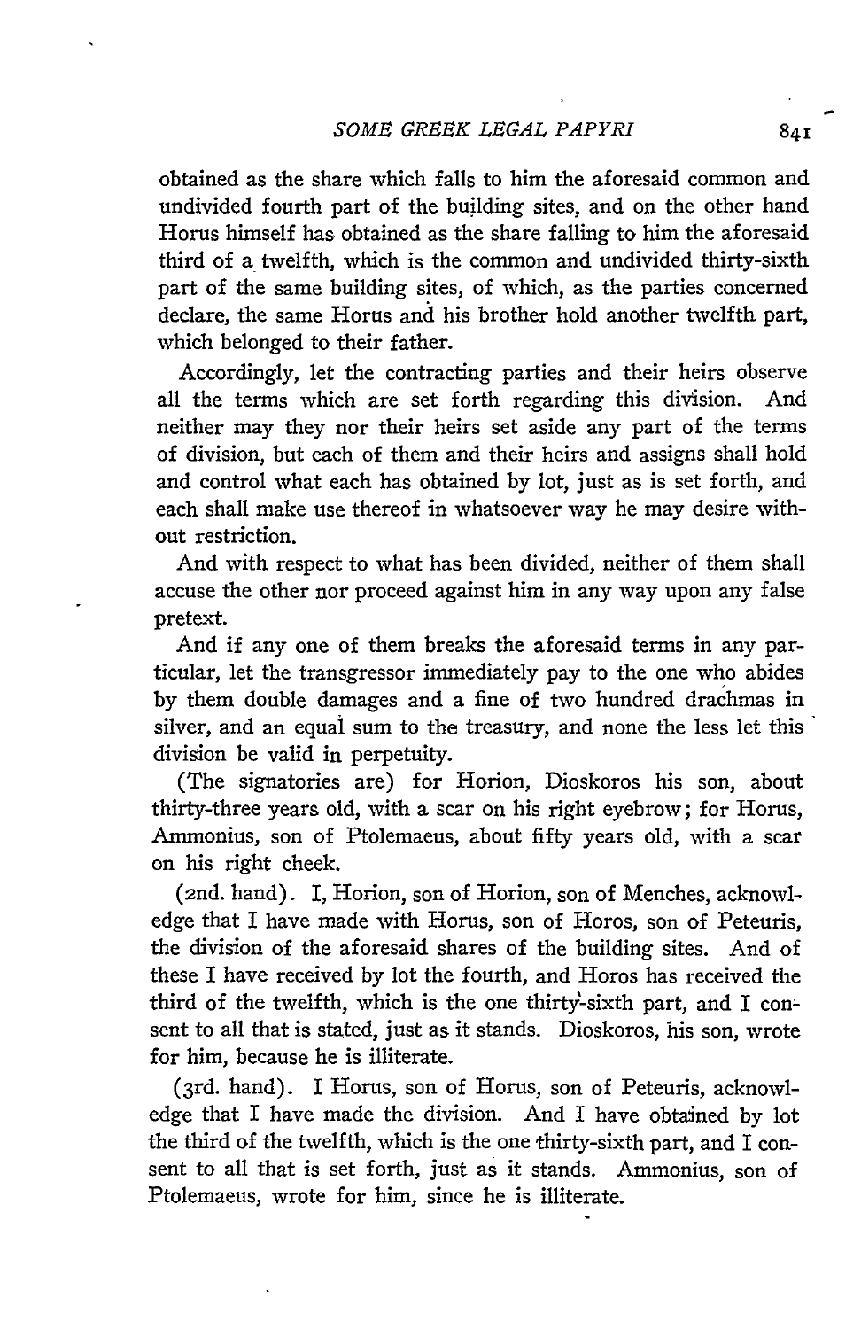obtained as the share which falls to him the aforesaid common and undivided fourth part of the building sites, and on the other hand Horus himself has obtained as the share falling to him the aforesaid third of a twelfth, which is the common and undivided thirty-sixth part of the same building sites, of which, as the parties concerned declare, the same Horus and his brother hold another twelfth part, which belonged to their father.

Accordingly, let the contracting parties and their heirs observe all the terms which are set forth regarding this division. And neither may they nor their heirs set aside any part of the terms of division, but each of them and their heirs and assigns shall hold and control what each has obtained by lot, just as is set forth, and each shall make use thereof in whatsoever way he may desire without restriction.

And with respect to what has been divided, neither of them shall accuse the other nor proceed against him in any way upon any false pretext.

And if any one of them breaks the aforesaid terms in any particular, let the transgressor immediately pay to the one who abides by them double damages and a fine of two hundred drachmas in silver, and an equal sum to the treasury, and none the less let this division be valid in perpetuity.

(The signatories are) for Horion, Dioskoros his son, about thirty-three years old, with a scar on his right eyebrow; for Horus, Ammonius, son of Ptolemaeus, about fifty years old, with a scar on his right cheek.

(2nd. hand). I, Horion, son of Horion, son of Menches, acknowledge that I have made with Horus, son of Horos, son of Peteuris, the division of the aforesaid shares of the building sites. And of these I have received by lot the fourth, and Horos has received the third of the twelfth, which is the one thirty-sixth part, and I consent to all that is stated, just as it stands. Dioskoros, his son, wrote for him, because he is illiterate.

(3rd. hand). I Horus, son of Horus, son of Peteuris, acknowledge that I have made the division. And I have obtained by lot the third of the twelfth, which is the one thirty-sixth part, and I consent to all that is set forth, just as it stands. Ammonius, son of Ptolemaeus, wrote for him, since he is illiterate.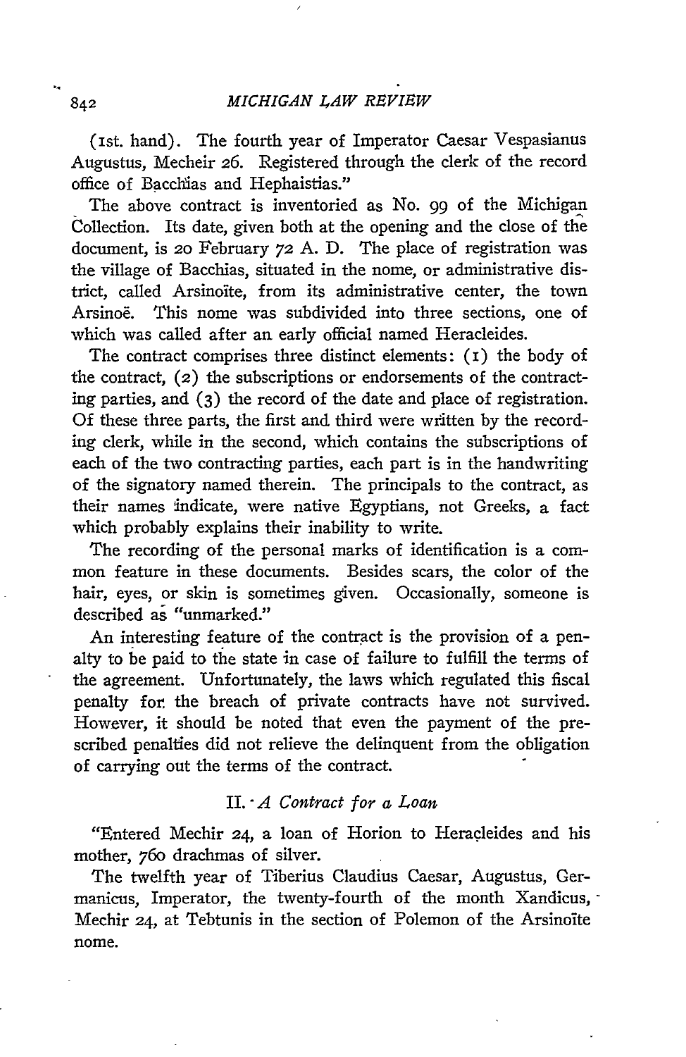(1st. hand). The fourth year of Imperator Caesar Vespasianus Augustus, Mecheir 26. Registered through the clerk of the record office of Bacchias and Hephaistias."

The above contract is inventoried as No. 99 of the Michigan Collection. Its date, given both at the opening and the close of the document, is 20 February 72 A. D. The place of registration was the village of Bacchias, situated in the nome, or administrative district, called Arsinoïte, from its administrative center, the town Arsinoë. This nome was subdivided into three sections, one of which was called after an early official named Heracleides.

The contract comprises three distinct elements: (1) the body of the contract, (2) the subscriptions or endorsements of the contracting parties, and (3) the record of the date and place of registration. Of these three parts, the first and third were written by the recording clerk, while in the second, which contains the subscriptions of each of the two contracting parties, each part is in the handwriting of the signatory named therein. The principals to the contract, as their names indicate, were native Egyptians, not Greeks, a fact which probably explains their inability to write.

The recording of the personal marks of identification is a common feature in these documents. Besides scars, the color of the hair, eyes, or skin is sometimes given. Occasionally, someone is described as "unmarked."

An interesting feature of the contract is the provision of a penalty to be paid to the state in case of failure to fulfill the terms of the agreement. Unfortunately, the laws which regulated this fiscal penalty for the breach of private contracts have not survived. However, it should be noted that even the payment of the prescribed penalties did not relieve the delinquent from the obligation of carrying out the terms of the contract.

## II. *A Contract for a Loan*

"Entered Mechir 24, a loan of Horion to Heracleides and his mother, 760 drachmas of silver.

The twelfth year of Tiberius Claudius Caesar, Augustus, Germanicus, Imperator, the twenty-fourth of the month Xandicus, Mechir 24, at Tebtunis in the section of Polemon of the Arsinoïte nome.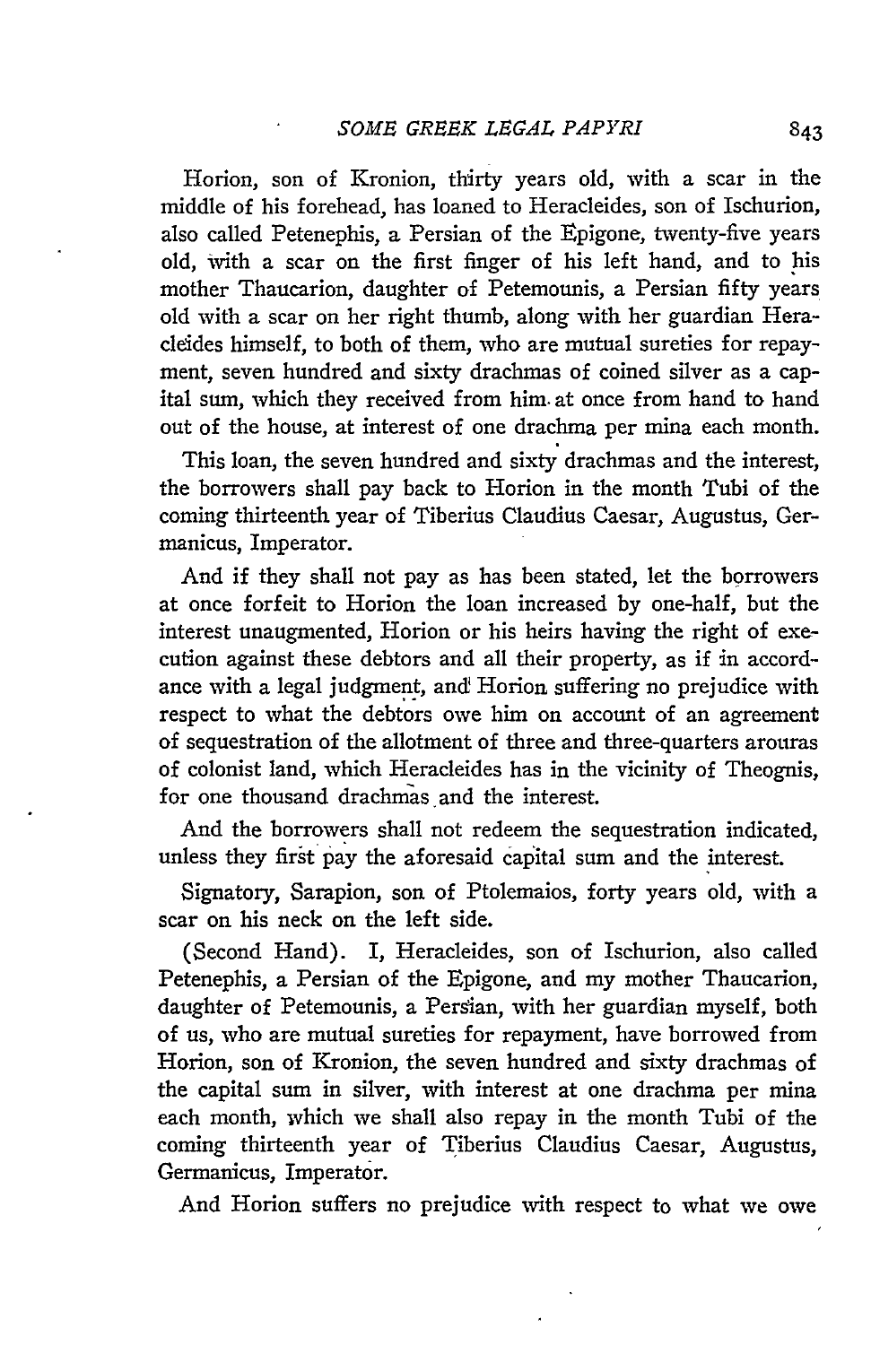Horion, son of Kronion, thirty years old, with a scar in the middle of his forehead, has loaned to Heracleides, son of Ischurion, also called Petenephis, a Persian of the Epigone, twenty-five years old, with a scar on the first finger of his left hand, and to his mother Thaucarion, daughter of Petemounis, a Persian fifty years old with a scar on her right thumb, along with her guardian Heracleides himself, to both of them, who are mutual sureties for repayment, seven hundred and sixty drachmas of coined silver as a capital sum, which they received from him at once from hand to hand out of the house, at interest of one drachma per mina each month.

This loan, the seven hundred and sixty drachmas and the interest, the borrowers shall pay back to Horion in the month Tubi of the coming thirteenth year of Tiberius Claudius Caesar, Augustus, Germanicus, Imperator.

And if they shall not pay as has been stated, let the borrowers at once forfeit to Horion the loan increased by one-half, but the interest unaugmented, Horion or his heirs having the right of execution against these debtors and all their property, as if in accordance with a legal judgment, and Horion suffering no prejudice with respect to what the debtors owe him on account of an agreement of sequestration of the allotment of three and three-quarters arouras of colonist land, which Heracleides has in the vicinity of Theognis, for one thousand drachmas and the interest.

And the borrowers shall not redeem the sequestration indicated, unless they first pay the aforesaid capital sum and the interest.

Signatory, Sarapion, son of Ptolemaios, forty years old, with a scar on his neck on the left side.

(Second Hand). I, Heracleides, son of Ischurion, also called Petenephis, a Persian of the Epigone, and my mother Thaucarion, daughter of Petemounis, a Persian, with her guardian myself, both of us, who are mutual sureties for repayment, have borrowed from Horion, son of Kronion, the seven hundred and sixty drachmas of the capital sum in silver, with interest at one drachma per mina each month, which we shall also repay in the month Tubi of the coming thirteenth year of Tiberius Claudius Caesar, Augustus, Germanicus, Imperator.

And Horion suffers no prejudice with respect to what we owe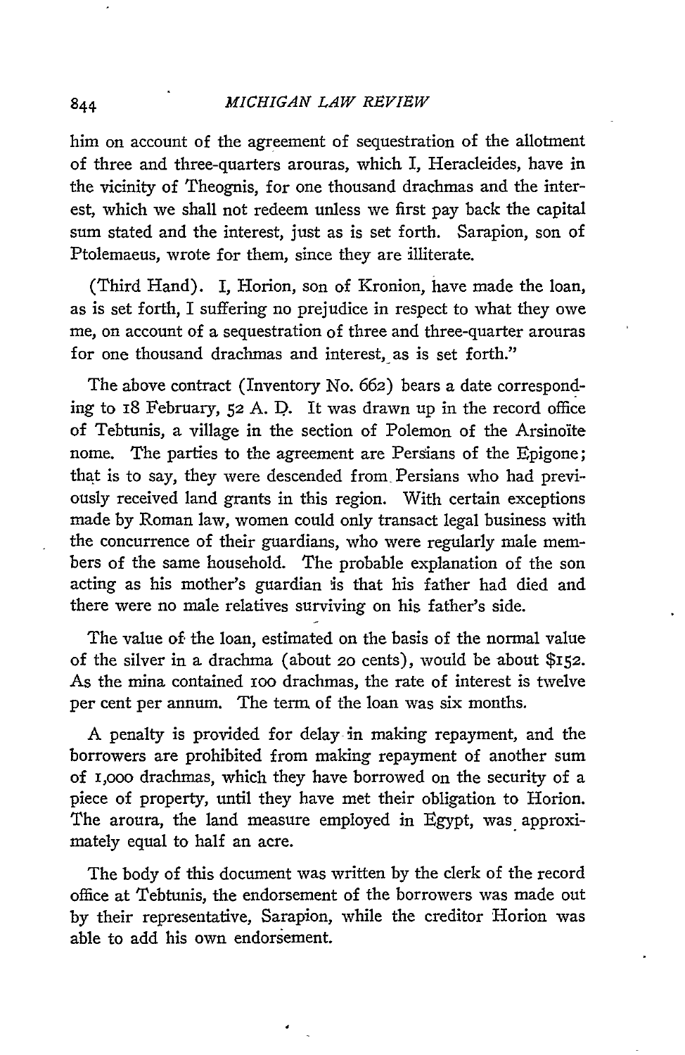him on account of the agreement of sequestration of the allotment of three and three-quarters arouras, which I, Heracleides, have in the vicinity of Theognis, for one thousand drachmas and the interest, which we shall not redeem unless we first pay back the capital sum stated and the interest, just as is set forth. Sarapion, son of Ptolemaeus, wrote for them, since they are illiterate.

(Third Hand). I, Horion, son of Kronion, have made the loan, as is set forth, I suffering no prejudice in respect to what they owe me, on account of a sequestration of three and three-quarter arouras for one thousand drachmas and interest, as is set forth."

The above contract (Inventory No. 662) bears a date corresponding to 18 February, 52 A. D. It was drawn up in the record office of Tebtunis, a village in the section of Polemon of the Arsinoïte nome. The parties to the agreement are Persians of the Epigone; that is to say, they were descended from Persians who had previously received land grants in this region. With certain exceptions made by Roman law, women could only transact legal business with the concurrence of their guardians, who were regularly male members of the same household. The probable explanation of the son acting as his mother's guardian is that his father had died and there were no male relatives surviving on his father's side.

The value of the loan, estimated on the basis of the normal value of the silver in a drachma (about 20 cents), would be about $152. As the mina contained 100 drachmas, the rate of interest is twelve per cent per annum. The term of the loan was six months.

A penalty is provided for delay in making repayment, and the borrowers are prohibited from making repayment of another sum of 1,000 drachmas, which they have borrowed on the security of a piece of property, until they have met their obligation to Horion. The aroura, the land measure employed in Egypt, was approximately equal to half an acre.

The body of this document was written by the clerk of the record office at Tebtunis, the endorsement of the borrowers was made out by their representative, Sarapion, while the creditor Horion was able to add his own endorsement.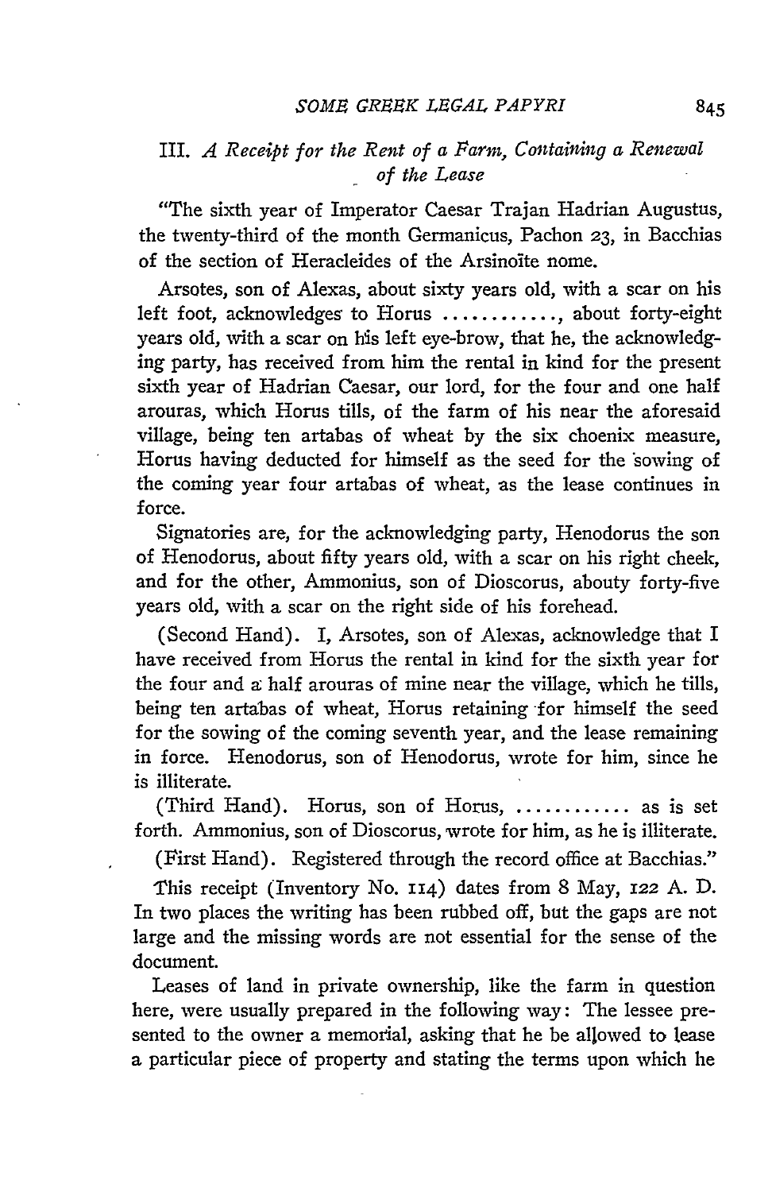## III. *A Receipt for the Rent of a Farm, Containing a Renewal of the Lease*

"The sixth year of Imperator Caesar Trajan Hadrian Augustus, the twenty-third of the month Germanicus, Pachon 23, in Bacchias of the section of Heracleides of the Arsinoïte nome.

Arsotes, son of Alexas, about sixty years old, with a scar on his left foot, acknowledges to Horus ............, about forty-eight years old, with a scar on his left eye-brow, that he, the acknowledging party, has received from him the rental in kind for the present sixth year of Hadrian Caesar, our lord, for the four and one half arouras, which Horus tills, of the farm of his near the aforesaid village, being ten artabas of wheat by the six choenix measure, Horus having deducted for himself as the seed for the sowing of the coming year four artabas of wheat, as the lease continues in force.

Signatories are, for the acknowledging party, Henodorus the son of Henodorus, about fifty years old, with a scar on his right cheek, and for the other, Ammonius, son of Dioscorus, abouty forty-five years old, with a scar on the right side of his forehead.

(Second Hand). I, Arsotes, son of Alexas, acknowledge that I have received from Horus the rental in kind for the sixth year for the four and a half arouras of mine near the village, which he tills, being ten artabas of wheat, Horus retaining for himself the seed for the sowing of the coming seventh year, and the lease remaining in force. Henodorus, son of Henodorus, wrote for him, since he is illiterate.

(Third Hand). Horus, son of Horus, ............ as is set forth. Ammonius, son of Dioscorus, wrote for him, as he is illiterate.

(First Hand). Registered through the record office at Bacchias."

This receipt (Inventory No. 114) dates from 8 May, 122 A. D. In two places the writing has been rubbed off, but the gaps are not large and the missing words are not essential for the sense of the document.

Leases of land in private ownership, like the farm in question here, were usually prepared in the following way: The lessee presented to the owner a memorial, asking that he be allowed to lease a particular piece of property and stating the terms upon which he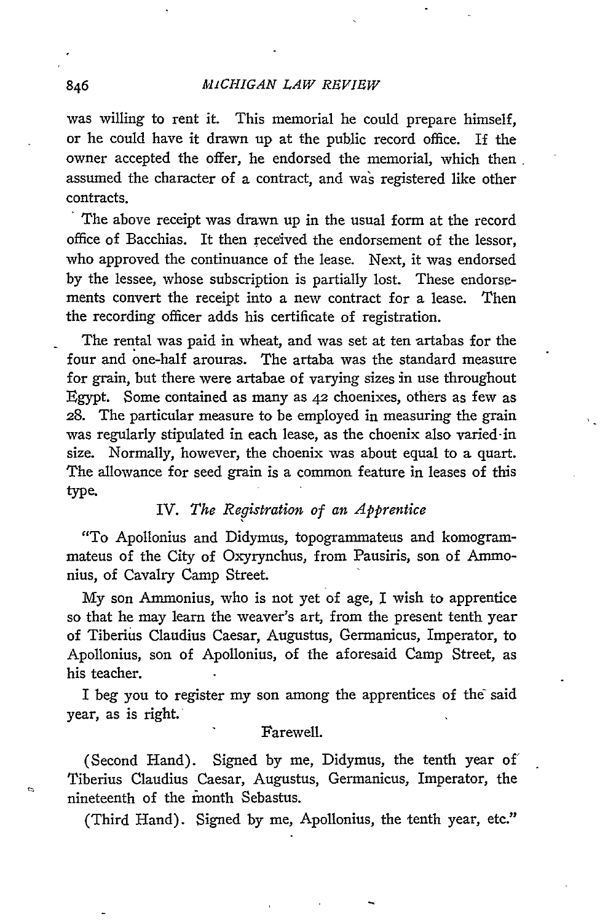was willing to rent it. This memorial he could prepare himself, or he could have it drawn up at the public record office. If the owner accepted the offer, he endorsed the memorial, which then assumed the character of a contract, and was registered like other contracts.

The above receipt was drawn up in the usual form at the record office of Bacchias. It then received the endorsement of the lessor, who approved the continuance of the lease. Next, it was endorsed by the lessee, whose subscription is partially lost. These endorsements convert the receipt into a new contract for a lease. Then the recording officer adds his certificate of registration.

The rental was paid in wheat, and was set at ten artabas for the four and one-half arouras. The artaba was the standard measure for grain, but there were artabae of varying sizes in use throughout Egypt. Some contained as many as 42 choenixes, others as few as 28. The particular measure to be employed in measuring the grain was regularly stipulated in each lease, as the choenix also varied in size. Normally, however, the choenix was about equal to a quart. The allowance for seed grain is a common feature in leases of this type.

### IV. *The Registration of an Apprentice*

"To Apollonius and Didymus, topogrammateus and komogrammateus of the City of Oxyrynchus, from Pausiris, son of Ammonius, of Cavalry Camp Street.

My son Ammonius, who is not yet of age, I wish to apprentice so that he may learn the weaver's art, from the present tenth year of Tiberius Claudius Caesar, Augustus, Germanicus, Imperator, to Apollonius, son of Apollonius, of the aforesaid Camp Street, as his teacher.

I beg you to register my son among the apprentices of the said year, as is right.

Farewell.

(Second Hand). Signed by me, Didymus, the tenth year of Tiberius Claudius Caesar, Augustus, Germanicus, Imperator, the nineteenth of the month Sebastus.

(Third Hand). Signed by me, Apollonius, the tenth year, etc."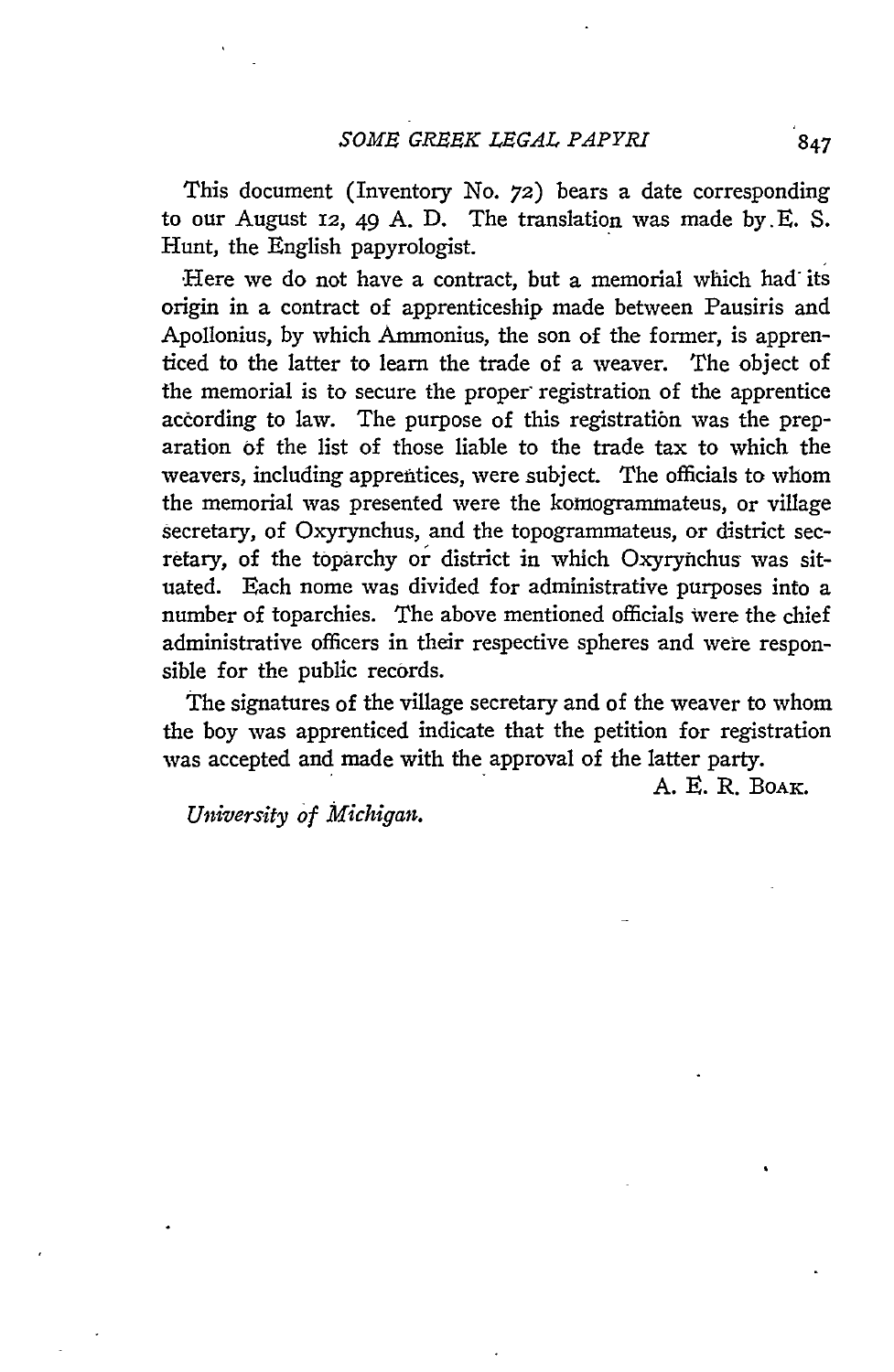This document (Inventory No. 72) bears a date corresponding to our August 12, 49 A. D. The translation was made by E. S. Hunt, the English papyrologist.

Here we do not have a contract, but a memorial which had its origin in a contract of apprenticeship made between Pausiris and Apollonius, by which Ammonius, the son of the former, is apprenticed to the latter to learn the trade of a weaver. The object of the memorial is to secure the proper registration of the apprentice according to law. The purpose of this registration was the preparation of the list of those liable to the trade tax to which the weavers, including apprentices, were subject. The officials to whom the memorial was presented were the komogrammateus, or village secretary, of Oxyrynchus, and the topogrammateus, or district secretary, of the toparchy or district in which Oxyrynchus was situated. Each nome was divided for administrative purposes into a number of toparchies. The above mentioned officials were the chief administrative officers in their respective spheres and were responsible for the public records.

The signatures of the village secretary and of the weaver to whom the boy was apprenticed indicate that the petition for registration was accepted and made with the approval of the latter party.

A. E. R. Boak.

*University of Michigan.*